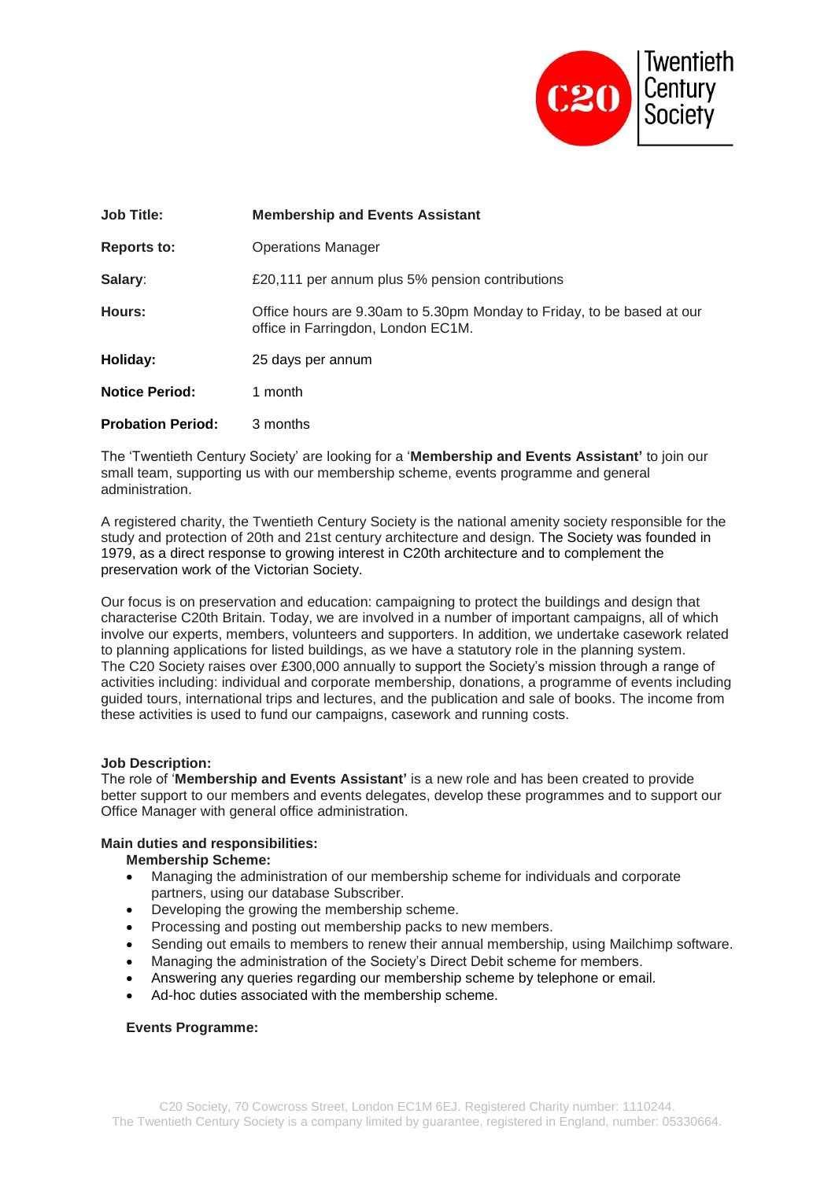| | |
|---|---|
| **Job Title:** | **Membership and Events Assistant** |
| **Reports to:** | Operations Manager |
| **Salary**: | £20,111 per annum plus 5% pension contributions |
| **Hours:** | Office hours are 9.30am to 5.30pm Monday to Friday, to be based at our office in Farringdon, London EC1M. |
| **Holiday:** | 25 days per annum |
| **Notice Period:** | 1 month |
| **Probation Period:** | 3 months |

The 'Twentieth Century Society' are looking for a '**Membership and Events Assistant'** to join our small team, supporting us with our membership scheme, events programme and general administration.

A registered charity, the Twentieth Century Society is the national amenity society responsible for the study and protection of 20th and 21st century architecture and design. The Society was founded in 1979, as a direct response to growing interest in C20th architecture and to complement the preservation work of the Victorian Society.

Our focus is on preservation and education: campaigning to protect the buildings and design that characterise C20th Britain. Today, we are involved in a number of important campaigns, all of which involve our experts, members, volunteers and supporters. In addition, we undertake casework related to planning applications for listed buildings, as we have a statutory role in the planning system. The C20 Society raises over £300,000 annually to support the Society's mission through a range of activities including: individual and corporate membership, donations, a programme of events including guided tours, international trips and lectures, and the publication and sale of books. The income from these activities is used to fund our campaigns, casework and running costs.

**Job Description:**
The role of '**Membership and Events Assistant'** is a new role and has been created to provide better support to our members and events delegates, develop these programmes and to support our Office Manager with general office administration.

**Main duties and responsibilities:**

**Membership Scheme:**

- Managing the administration of our membership scheme for individuals and corporate partners, using our database Subscriber.
- Developing the growing the membership scheme.
- Processing and posting out membership packs to new members.
- Sending out emails to members to renew their annual membership, using Mailchimp software.
- Managing the administration of the Society's Direct Debit scheme for members.
- Answering any queries regarding our membership scheme by telephone or email.
- Ad-hoc duties associated with the membership scheme.

**Events Programme:**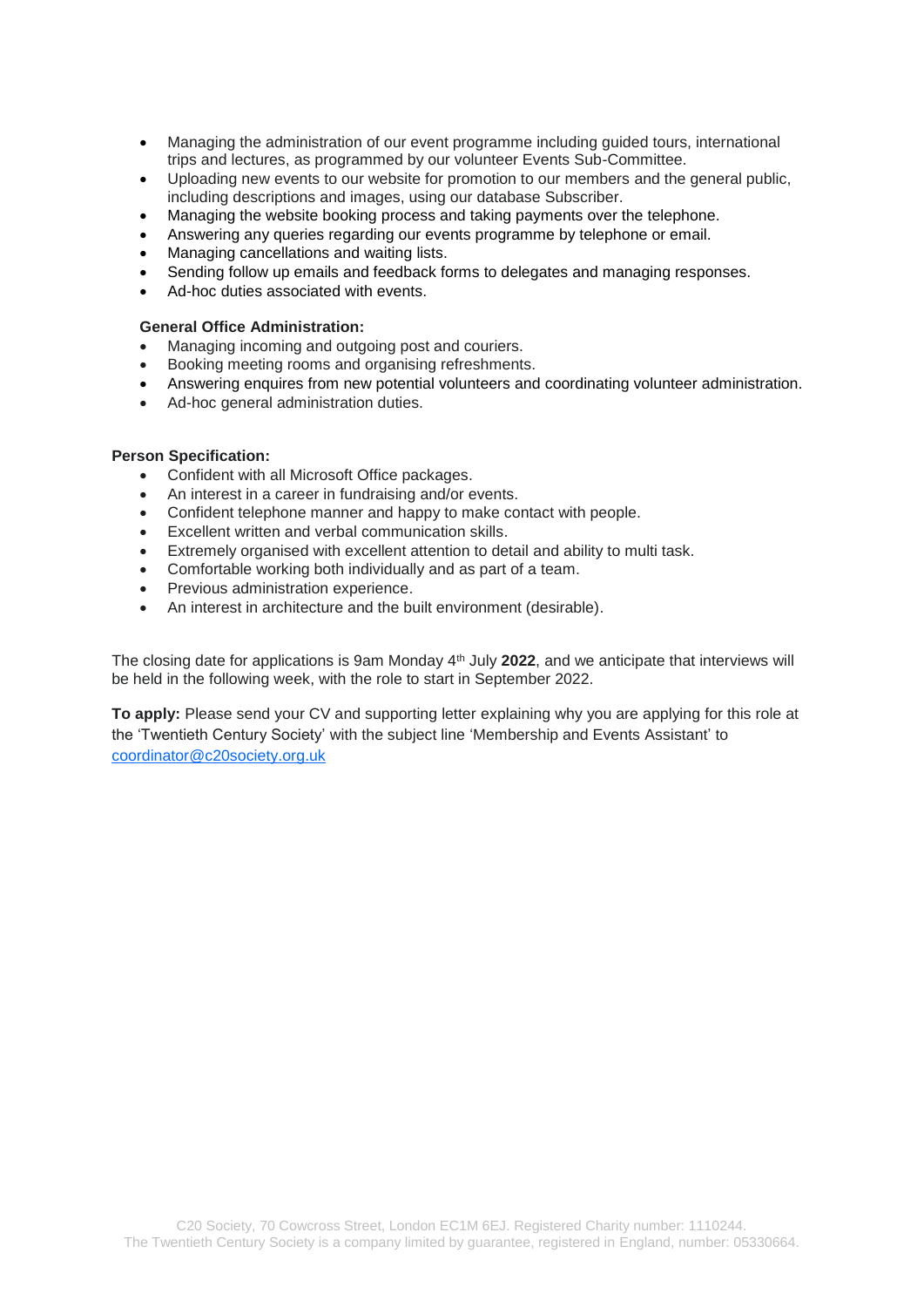- Managing the administration of our event programme including guided tours, international trips and lectures, as programmed by our volunteer Events Sub-Committee.
- Uploading new events to our website for promotion to our members and the general public, including descriptions and images, using our database Subscriber.
- Managing the website booking process and taking payments over the telephone.
- Answering any queries regarding our events programme by telephone or email.
- Managing cancellations and waiting lists.
- Sending follow up emails and feedback forms to delegates and managing responses.
- Ad-hoc duties associated with events.

**General Office Administration:**

- Managing incoming and outgoing post and couriers.
- Booking meeting rooms and organising refreshments.
- Answering enquires from new potential volunteers and coordinating volunteer administration.
- Ad-hoc general administration duties.

**Person Specification:**

- Confident with all Microsoft Office packages.
- An interest in a career in fundraising and/or events.
- Confident telephone manner and happy to make contact with people.
- Excellent written and verbal communication skills.
- Extremely organised with excellent attention to detail and ability to multi task.
- Comfortable working both individually and as part of a team.
- Previous administration experience.
- An interest in architecture and the built environment (desirable).

The closing date for applications is 9am Monday 4th July **2022**, and we anticipate that interviews will be held in the following week, with the role to start in September 2022.

**To apply:** Please send your CV and supporting letter explaining why you are applying for this role at the 'Twentieth Century Society' with the subject line 'Membership and Events Assistant' to coordinator@c20society.org.uk

C20 Society, 70 Cowcross Street, London EC1M 6EJ. Registered Charity number: 1110244.
The Twentieth Century Society is a company limited by guarantee, registered in England, number: 05330664.